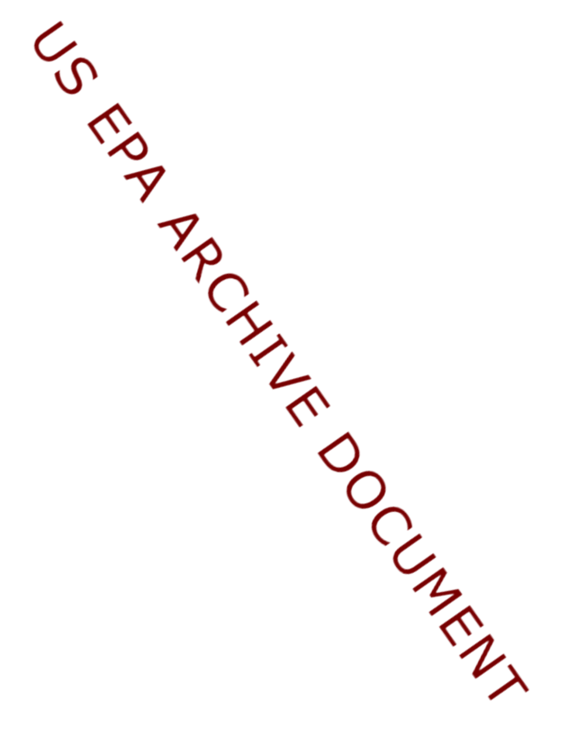US EPA ARCHIVE DOCUMENT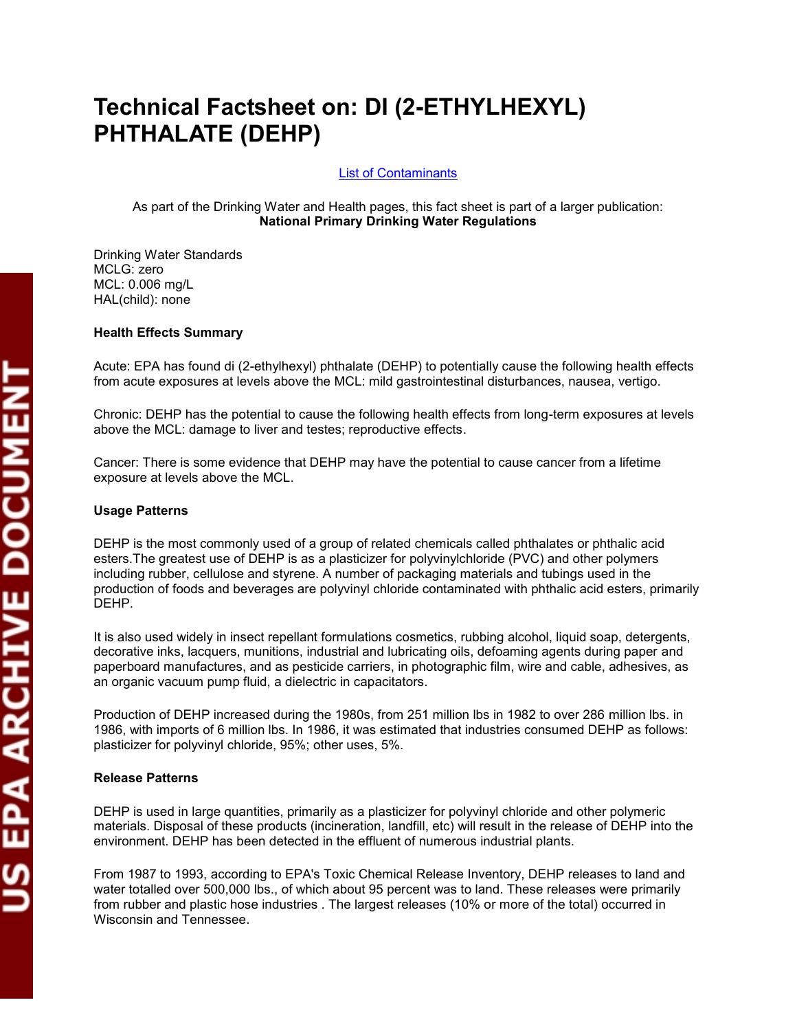# Technical Factsheet on: DI (2-ETHYLHEXYL) PHTHALATE (DEHP)

List of Contaminants

As part of the Drinking Water and Health pages, this fact sheet is part of a larger publication:
**National Primary Drinking Water Regulations**

Drinking Water Standards
MCLG: zero
MCL: 0.006 mg/L
HAL(child): none

**Health Effects Summary**

Acute: EPA has found di (2-ethylhexyl) phthalate (DEHP) to potentially cause the following health effects from acute exposures at levels above the MCL: mild gastrointestinal disturbances, nausea, vertigo.

Chronic: DEHP has the potential to cause the following health effects from long-term exposures at levels above the MCL: damage to liver and testes; reproductive effects.

Cancer: There is some evidence that DEHP may have the potential to cause cancer from a lifetime exposure at levels above the MCL.

**Usage Patterns**

DEHP is the most commonly used of a group of related chemicals called phthalates or phthalic acid esters.The greatest use of DEHP is as a plasticizer for polyvinylchloride (PVC) and other polymers including rubber, cellulose and styrene. A number of packaging materials and tubings used in the production of foods and beverages are polyvinyl chloride contaminated with phthalic acid esters, primarily DEHP.

It is also used widely in insect repellant formulations cosmetics, rubbing alcohol, liquid soap, detergents, decorative inks, lacquers, munitions, industrial and lubricating oils, defoaming agents during paper and paperboard manufactures, and as pesticide carriers, in photographic film, wire and cable, adhesives, as an organic vacuum pump fluid, a dielectric in capacitators.

Production of DEHP increased during the 1980s, from 251 million lbs in 1982 to over 286 million lbs. in 1986, with imports of 6 million lbs. In 1986, it was estimated that industries consumed DEHP as follows: plasticizer for polyvinyl chloride, 95%; other uses, 5%.

**Release Patterns**

DEHP is used in large quantities, primarily as a plasticizer for polyvinyl chloride and other polymeric materials. Disposal of these products (incineration, landfill, etc) will result in the release of DEHP into the environment. DEHP has been detected in the effluent of numerous industrial plants.

From 1987 to 1993, according to EPA's Toxic Chemical Release Inventory, DEHP releases to land and water totalled over 500,000 lbs., of which about 95 percent was to land. These releases were primarily from rubber and plastic hose industries . The largest releases (10% or more of the total) occurred in Wisconsin and Tennessee.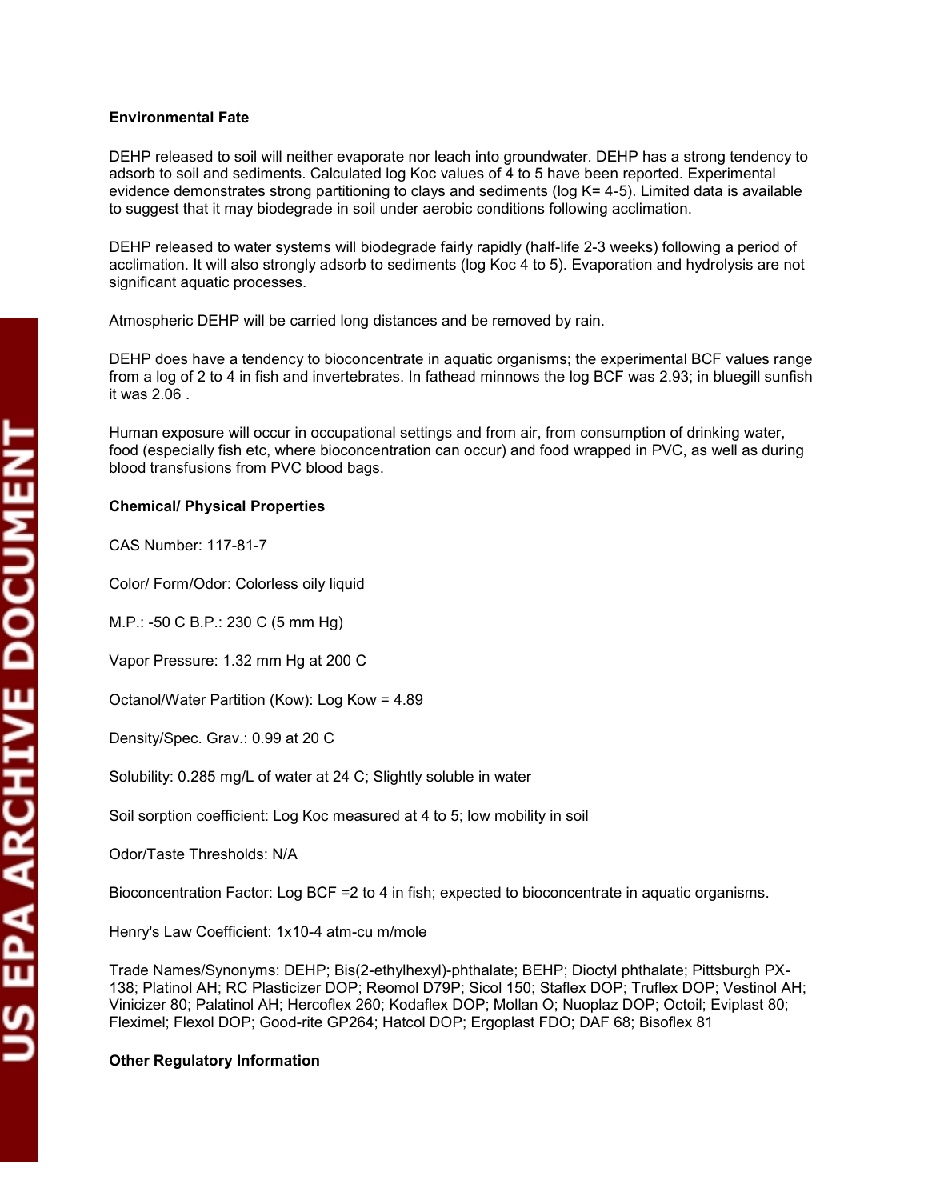**Environmental Fate**

DEHP released to soil will neither evaporate nor leach into groundwater. DEHP has a strong tendency to adsorb to soil and sediments. Calculated log Koc values of 4 to 5 have been reported. Experimental evidence demonstrates strong partitioning to clays and sediments (log K= 4-5). Limited data is available to suggest that it may biodegrade in soil under aerobic conditions following acclimation.

DEHP released to water systems will biodegrade fairly rapidly (half-life 2-3 weeks) following a period of acclimation. It will also strongly adsorb to sediments (log Koc 4 to 5). Evaporation and hydrolysis are not significant aquatic processes.

Atmospheric DEHP will be carried long distances and be removed by rain.

DEHP does have a tendency to bioconcentrate in aquatic organisms; the experimental BCF values range from a log of 2 to 4 in fish and invertebrates. In fathead minnows the log BCF was 2.93; in bluegill sunfish it was 2.06 .

Human exposure will occur in occupational settings and from air, from consumption of drinking water, food (especially fish etc, where bioconcentration can occur) and food wrapped in PVC, as well as during blood transfusions from PVC blood bags.

**Chemical/ Physical Properties**

CAS Number: 117-81-7

Color/ Form/Odor: Colorless oily liquid

M.P.: -50 C B.P.: 230 C (5 mm Hg)

Vapor Pressure: 1.32 mm Hg at 200 C

Octanol/Water Partition (Kow): Log Kow = 4.89

Density/Spec. Grav.: 0.99 at 20 C

Solubility: 0.285 mg/L of water at 24 C; Slightly soluble in water

Soil sorption coefficient: Log Koc measured at 4 to 5; low mobility in soil

Odor/Taste Thresholds: N/A

Bioconcentration Factor: Log BCF =2 to 4 in fish; expected to bioconcentrate in aquatic organisms.

Henry's Law Coefficient: 1x10-4 atm-cu m/mole

Trade Names/Synonyms: DEHP; Bis(2-ethylhexyl)-phthalate; BEHP; Dioctyl phthalate; Pittsburgh PX-138; Platinol AH; RC Plasticizer DOP; Reomol D79P; Sicol 150; Staflex DOP; Truflex DOP; Vestinol AH; Vinicizer 80; Palatinol AH; Hercoflex 260; Kodaflex DOP; Mollan O; Nuoplaz DOP; Octoil; Eviplast 80; Fleximel; Flexol DOP; Good-rite GP264; Hatcol DOP; Ergoplast FDO; DAF 68; Bisoflex 81

**Other Regulatory Information**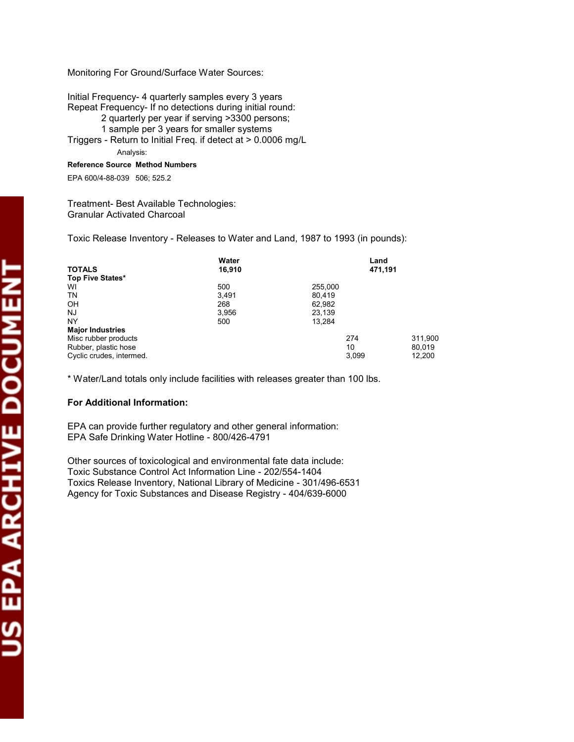Monitoring For Ground/Surface Water Sources:

Initial Frequency- 4 quarterly samples every 3 years
Repeat Frequency- If no detections during initial round:
  2 quarterly per year if serving >3300 persons;
  1 sample per 3 years for smaller systems
Triggers - Return to Initial Freq. if detect at > 0.0006 mg/L

Analysis:

| Reference Source | Method Numbers |
| --- | --- |
| EPA 600/4-88-039 | 506; 525.2 |

Treatment- Best Available Technologies:
Granular Activated Charcoal

Toxic Release Inventory - Releases to Water and Land, 1987 to 1993 (in pounds):

| | **Water** | **Land** |
| --- | --- | --- |
| **TOTALS** | **16,910** | **471,191** |
| **Top Five States*** | | |
| WI | 500 | 255,000 |
| TN | 3,491 | 80,419 |
| OH | 268 | 62,982 |
| NJ | 3,956 | 23,139 |
| NY | 500 | 13,284 |
| **Major Industries** | | |
| Misc rubber products | 274 | 311,900 |
| Rubber, plastic hose | 10 | 80,019 |
| Cyclic crudes, intermed. | 3,099 | 12,200 |

* Water/Land totals only include facilities with releases greater than 100 lbs.

**For Additional Information:**

EPA can provide further regulatory and other general information:
EPA Safe Drinking Water Hotline - 800/426-4791

Other sources of toxicological and environmental fate data include:
Toxic Substance Control Act Information Line - 202/554-1404
Toxics Release Inventory, National Library of Medicine - 301/496-6531
Agency for Toxic Substances and Disease Registry - 404/639-6000